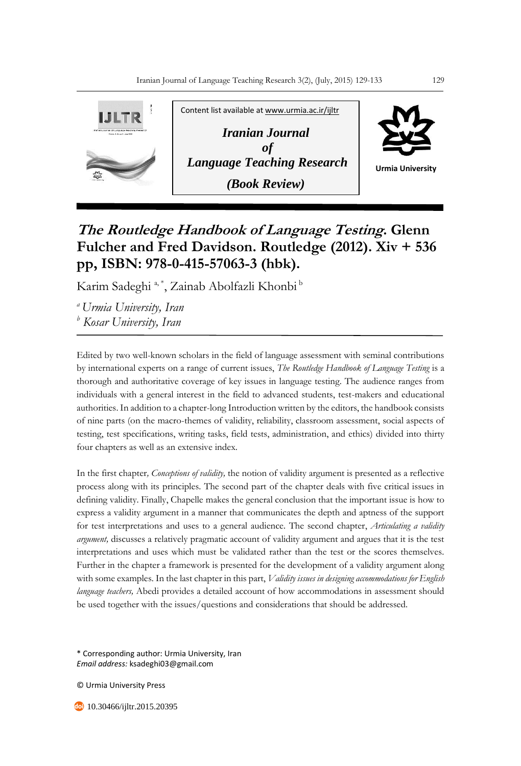Content list available at www.urmia.ac.ir/ijltr

**Iranian Journal of Language Teaching Research**

**(Book Review)**

Urmia University

# *The Routledge Handbook of Language Testing*. Glenn Fulcher and Fred Davidson. Routledge (2012). Xiv + 536 pp, ISBN: 978-0-415-57063-3 (hbk).

Karim Sadeghi [a,*], Zainab Abolfazli Khonbi [b]

[a] *Urmia University, Iran*
[b] *Kosar University, Iran*

---

Edited by two well-known scholars in the field of language assessment with seminal contributions by international experts on a range of current issues, *The Routledge Handbook of Language Testing* is a thorough and authoritative coverage of key issues in language testing. The audience ranges from individuals with a general interest in the field to advanced students, test-makers and educational authorities. In addition to a chapter-long Introduction written by the editors, the handbook consists of nine parts (on the macro-themes of validity, reliability, classroom assessment, social aspects of testing, test specifications, writing tasks, field tests, administration, and ethics) divided into thirty four chapters as well as an extensive index.

In the first chapter*, Conceptions of validity,* the notion of validity argument is presented as a reflective process along with its principles. The second part of the chapter deals with five critical issues in defining validity. Finally, Chapelle makes the general conclusion that the important issue is how to express a validity argument in a manner that communicates the depth and aptness of the support for test interpretations and uses to a general audience. The second chapter, *Articulating a validity argument,* discusses a relatively pragmatic account of validity argument and argues that it is the test interpretations and uses which must be validated rather than the test or the scores themselves. Further in the chapter a framework is presented for the development of a validity argument along with some examples. In the last chapter in this part, *Validity issues in designing accommodations for English language teachers,* Abedi provides a detailed account of how accommodations in assessment should be used together with the issues/questions and considerations that should be addressed.

---

\* Corresponding author: Urmia University, Iran
*Email address:* ksadeghi03@gmail.com

© Urmia University Press

10.30466/ijltr.2015.20395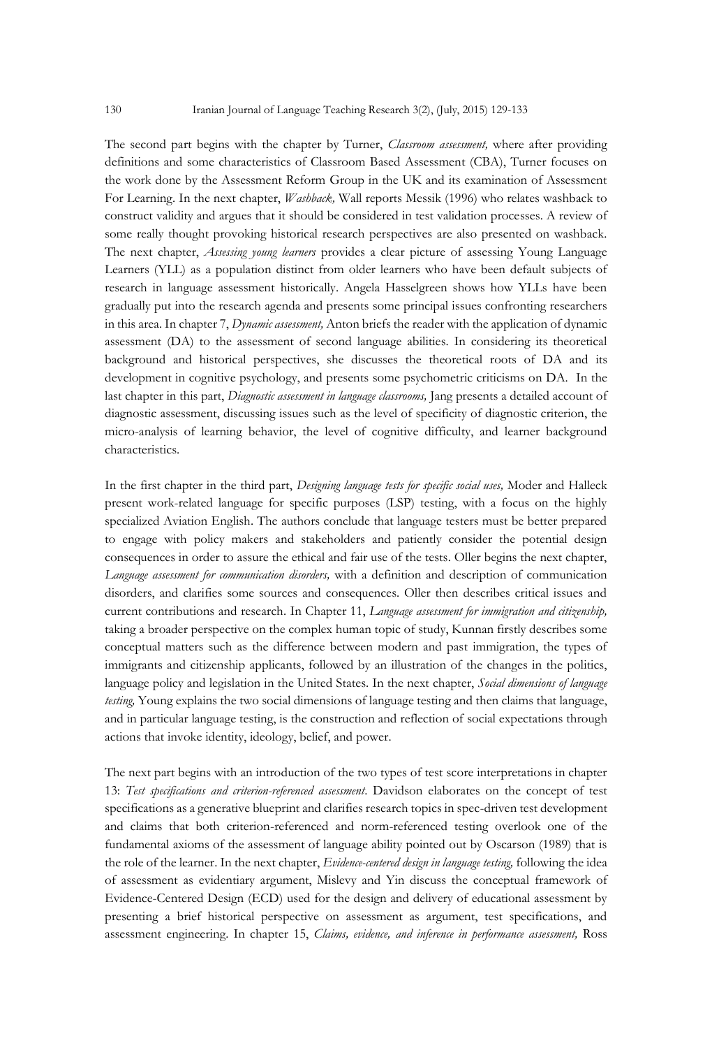The second part begins with the chapter by Turner, *Classroom assessment,* where after providing definitions and some characteristics of Classroom Based Assessment (CBA), Turner focuses on the work done by the Assessment Reform Group in the UK and its examination of Assessment For Learning. In the next chapter, *Washback,* Wall reports Messik (1996) who relates washback to construct validity and argues that it should be considered in test validation processes. A review of some really thought provoking historical research perspectives are also presented on washback. The next chapter, *Assessing young learners* provides a clear picture of assessing Young Language Learners (YLL) as a population distinct from older learners who have been default subjects of research in language assessment historically. Angela Hasselgreen shows how YLLs have been gradually put into the research agenda and presents some principal issues confronting researchers in this area. In chapter 7, *Dynamic assessment,* Anton briefs the reader with the application of dynamic assessment (DA) to the assessment of second language abilities. In considering its theoretical background and historical perspectives, she discusses the theoretical roots of DA and its development in cognitive psychology, and presents some psychometric criticisms on DA. In the last chapter in this part, *Diagnostic assessment in language classrooms,* Jang presents a detailed account of diagnostic assessment, discussing issues such as the level of specificity of diagnostic criterion, the micro-analysis of learning behavior, the level of cognitive difficulty, and learner background characteristics.

In the first chapter in the third part, *Designing language tests for specific social uses,* Moder and Halleck present work-related language for specific purposes (LSP) testing, with a focus on the highly specialized Aviation English. The authors conclude that language testers must be better prepared to engage with policy makers and stakeholders and patiently consider the potential design consequences in order to assure the ethical and fair use of the tests. Oller begins the next chapter, *Language assessment for communication disorders,* with a definition and description of communication disorders, and clarifies some sources and consequences. Oller then describes critical issues and current contributions and research. In Chapter 11, *Language assessment for immigration and citizenship,* taking a broader perspective on the complex human topic of study, Kunnan firstly describes some conceptual matters such as the difference between modern and past immigration, the types of immigrants and citizenship applicants, followed by an illustration of the changes in the politics, language policy and legislation in the United States. In the next chapter, *Social dimensions of language testing,* Young explains the two social dimensions of language testing and then claims that language, and in particular language testing, is the construction and reflection of social expectations through actions that invoke identity, ideology, belief, and power.

The next part begins with an introduction of the two types of test score interpretations in chapter 13: *Test specifications and criterion-referenced assessment*. Davidson elaborates on the concept of test specifications as a generative blueprint and clarifies research topics in spec-driven test development and claims that both criterion-referenced and norm-referenced testing overlook one of the fundamental axioms of the assessment of language ability pointed out by Oscarson (1989) that is the role of the learner. In the next chapter, *Evidence-centered design in language testing,* following the idea of assessment as evidentiary argument, Mislevy and Yin discuss the conceptual framework of Evidence-Centered Design (ECD) used for the design and delivery of educational assessment by presenting a brief historical perspective on assessment as argument, test specifications, and assessment engineering. In chapter 15, *Claims, evidence, and inference in performance assessment,* Ross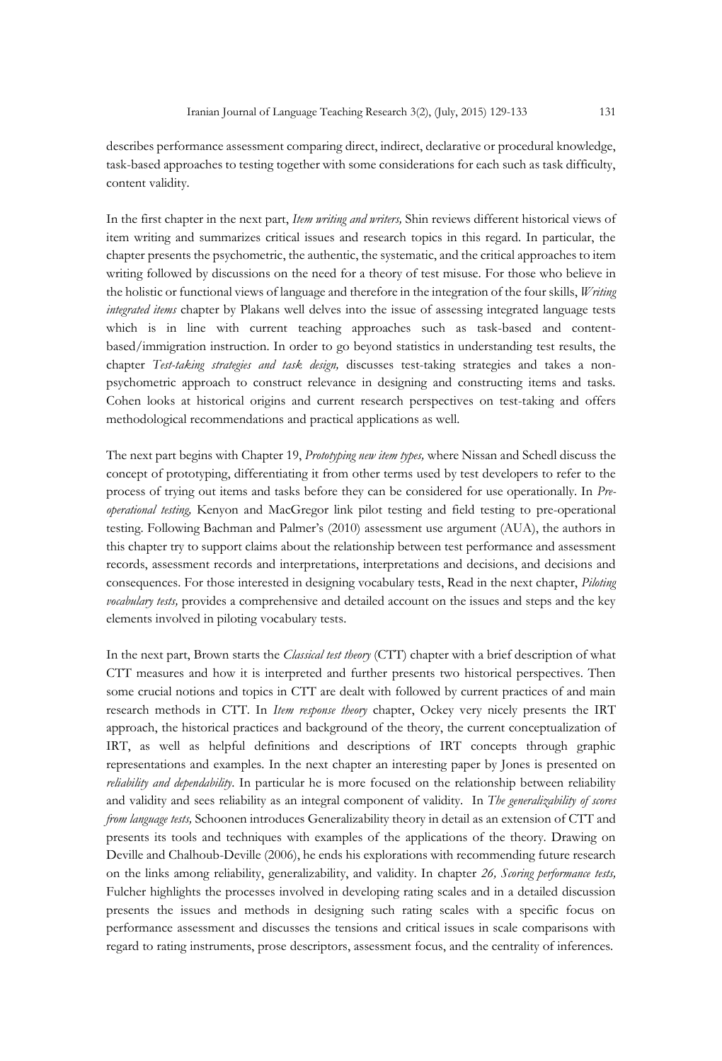describes performance assessment comparing direct, indirect, declarative or procedural knowledge, task-based approaches to testing together with some considerations for each such as task difficulty, content validity.

In the first chapter in the next part, *Item writing and writers,* Shin reviews different historical views of item writing and summarizes critical issues and research topics in this regard. In particular, the chapter presents the psychometric, the authentic, the systematic, and the critical approaches to item writing followed by discussions on the need for a theory of test misuse. For those who believe in the holistic or functional views of language and therefore in the integration of the four skills, *Writing integrated items* chapter by Plakans well delves into the issue of assessing integrated language tests which is in line with current teaching approaches such as task-based and content-based/immigration instruction. In order to go beyond statistics in understanding test results, the chapter *Test-taking strategies and task design,* discusses test-taking strategies and takes a non-psychometric approach to construct relevance in designing and constructing items and tasks. Cohen looks at historical origins and current research perspectives on test-taking and offers methodological recommendations and practical applications as well.

The next part begins with Chapter 19, *Prototyping new item types,* where Nissan and Schedl discuss the concept of prototyping, differentiating it from other terms used by test developers to refer to the process of trying out items and tasks before they can be considered for use operationally. In *Pre-operational testing,* Kenyon and MacGregor link pilot testing and field testing to pre-operational testing. Following Bachman and Palmer's (2010) assessment use argument (AUA), the authors in this chapter try to support claims about the relationship between test performance and assessment records, assessment records and interpretations, interpretations and decisions, and decisions and consequences. For those interested in designing vocabulary tests, Read in the next chapter, *Piloting vocabulary tests,* provides a comprehensive and detailed account on the issues and steps and the key elements involved in piloting vocabulary tests.

In the next part, Brown starts the *Classical test theory* (CTT) chapter with a brief description of what CTT measures and how it is interpreted and further presents two historical perspectives. Then some crucial notions and topics in CTT are dealt with followed by current practices of and main research methods in CTT. In *Item response theory* chapter, Ockey very nicely presents the IRT approach, the historical practices and background of the theory, the current conceptualization of IRT, as well as helpful definitions and descriptions of IRT concepts through graphic representations and examples. In the next chapter an interesting paper by Jones is presented on *reliability and dependability*. In particular he is more focused on the relationship between reliability and validity and sees reliability as an integral component of validity. In *The generalizability of scores from language tests,* Schoonen introduces Generalizability theory in detail as an extension of CTT and presents its tools and techniques with examples of the applications of the theory. Drawing on Deville and Chalhoub-Deville (2006), he ends his explorations with recommending future research on the links among reliability, generalizability, and validity. In chapter *26, Scoring performance tests,* Fulcher highlights the processes involved in developing rating scales and in a detailed discussion presents the issues and methods in designing such rating scales with a specific focus on performance assessment and discusses the tensions and critical issues in scale comparisons with regard to rating instruments, prose descriptors, assessment focus, and the centrality of inferences.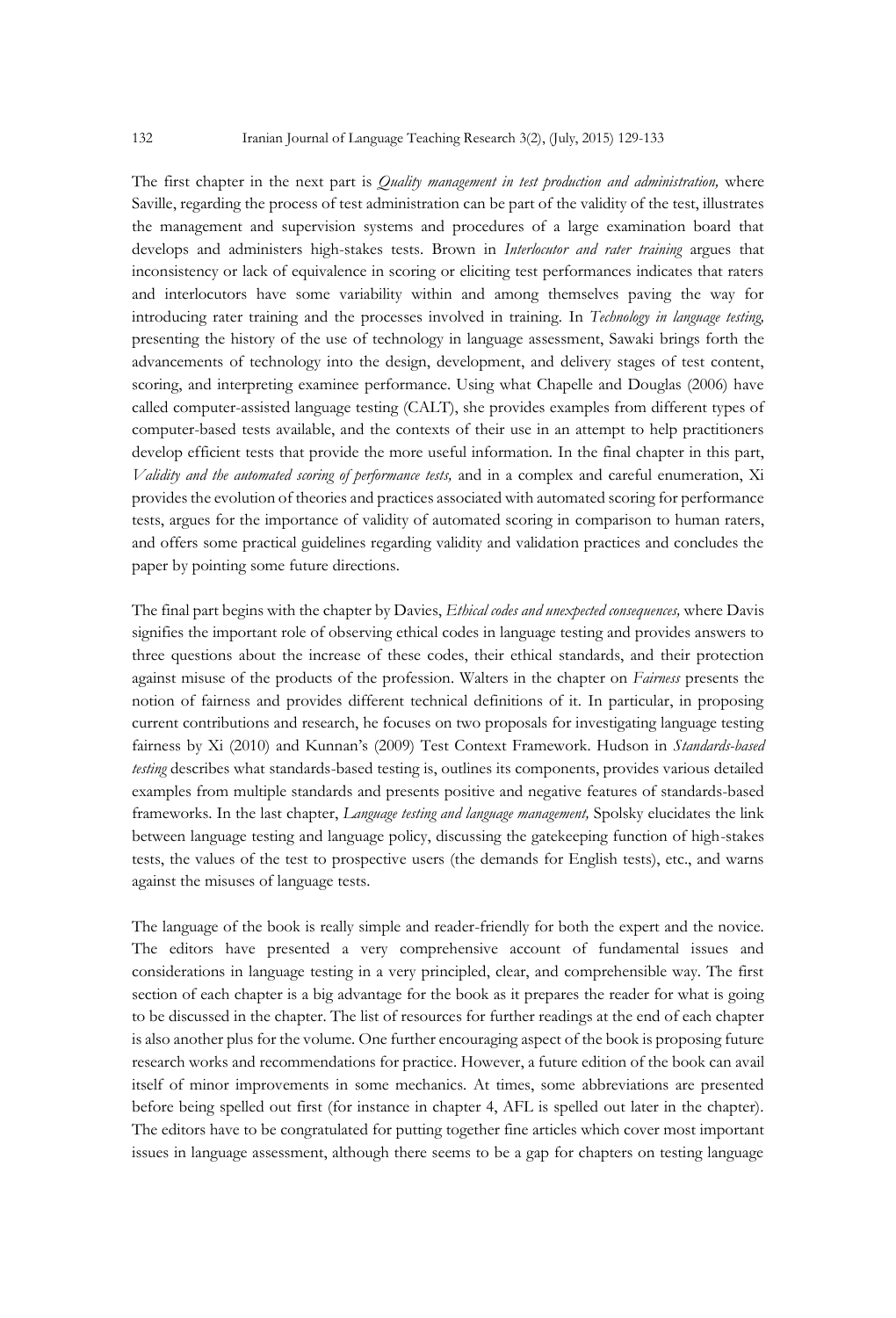The first chapter in the next part is *Quality management in test production and administration,* where Saville, regarding the process of test administration can be part of the validity of the test, illustrates the management and supervision systems and procedures of a large examination board that develops and administers high-stakes tests. Brown in *Interlocutor and rater training* argues that inconsistency or lack of equivalence in scoring or eliciting test performances indicates that raters and interlocutors have some variability within and among themselves paving the way for introducing rater training and the processes involved in training. In *Technology in language testing,* presenting the history of the use of technology in language assessment, Sawaki brings forth the advancements of technology into the design, development, and delivery stages of test content, scoring, and interpreting examinee performance. Using what Chapelle and Douglas (2006) have called computer-assisted language testing (CALT), she provides examples from different types of computer-based tests available, and the contexts of their use in an attempt to help practitioners develop efficient tests that provide the more useful information. In the final chapter in this part, *Validity and the automated scoring of performance tests,* and in a complex and careful enumeration, Xi provides the evolution of theories and practices associated with automated scoring for performance tests, argues for the importance of validity of automated scoring in comparison to human raters, and offers some practical guidelines regarding validity and validation practices and concludes the paper by pointing some future directions.

The final part begins with the chapter by Davies, *Ethical codes and unexpected consequences,* where Davis signifies the important role of observing ethical codes in language testing and provides answers to three questions about the increase of these codes, their ethical standards, and their protection against misuse of the products of the profession. Walters in the chapter on *Fairness* presents the notion of fairness and provides different technical definitions of it. In particular, in proposing current contributions and research, he focuses on two proposals for investigating language testing fairness by Xi (2010) and Kunnan's (2009) Test Context Framework. Hudson in *Standards-based testing* describes what standards-based testing is, outlines its components, provides various detailed examples from multiple standards and presents positive and negative features of standards-based frameworks. In the last chapter, *Language testing and language management,* Spolsky elucidates the link between language testing and language policy, discussing the gatekeeping function of high-stakes tests, the values of the test to prospective users (the demands for English tests), etc., and warns against the misuses of language tests.

The language of the book is really simple and reader-friendly for both the expert and the novice. The editors have presented a very comprehensive account of fundamental issues and considerations in language testing in a very principled, clear, and comprehensible way. The first section of each chapter is a big advantage for the book as it prepares the reader for what is going to be discussed in the chapter. The list of resources for further readings at the end of each chapter is also another plus for the volume. One further encouraging aspect of the book is proposing future research works and recommendations for practice. However, a future edition of the book can avail itself of minor improvements in some mechanics. At times, some abbreviations are presented before being spelled out first (for instance in chapter 4, AFL is spelled out later in the chapter). The editors have to be congratulated for putting together fine articles which cover most important issues in language assessment, although there seems to be a gap for chapters on testing language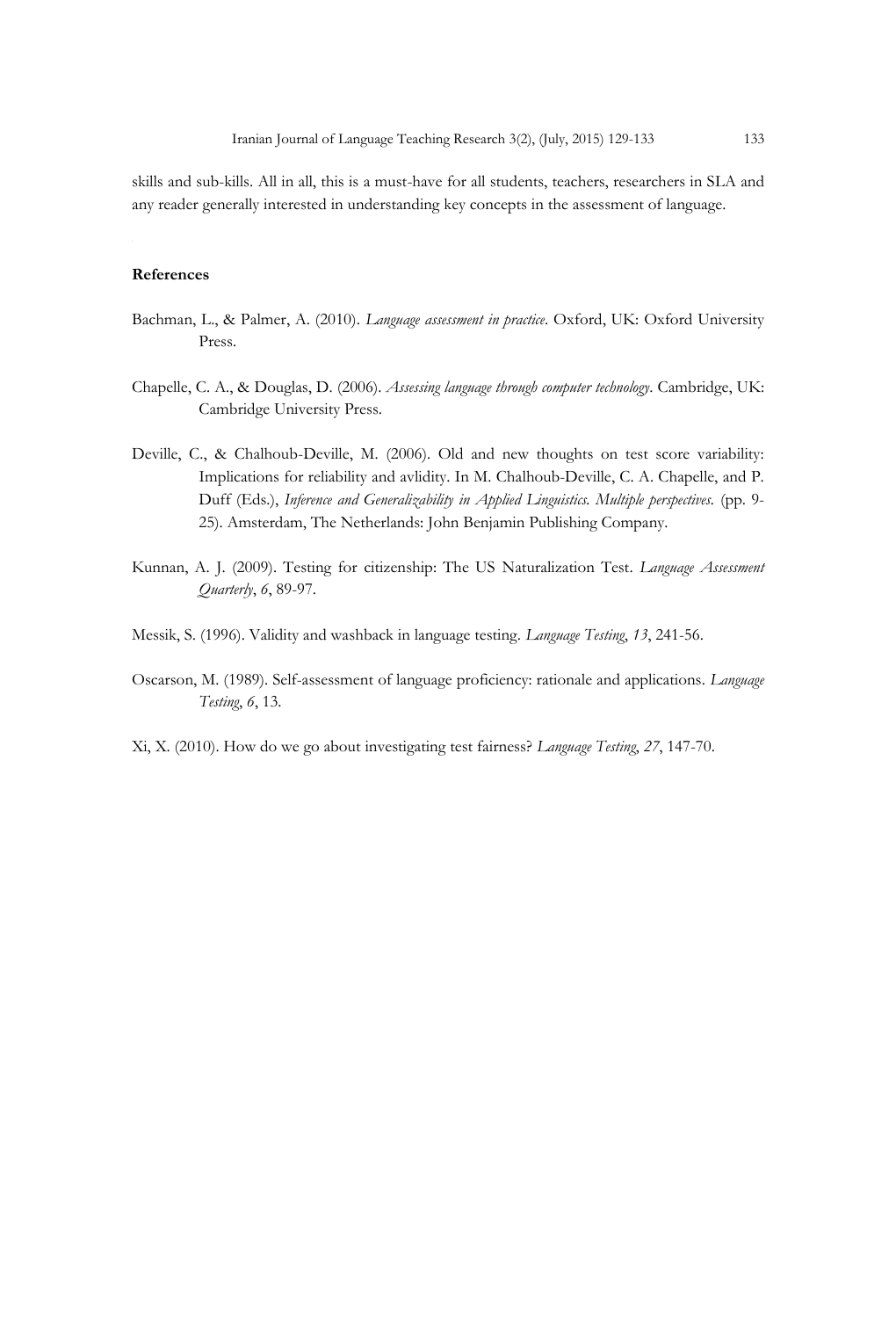skills and sub-kills. All in all, this is a must-have for all students, teachers, researchers in SLA and any reader generally interested in understanding key concepts in the assessment of language.

**References**

Bachman, L., & Palmer, A. (2010). *Language assessment in practice*. Oxford, UK: Oxford University Press.

Chapelle, C. A., & Douglas, D. (2006). *Assessing language through computer technology*. Cambridge, UK: Cambridge University Press.

Deville, C., & Chalhoub-Deville, M. (2006). Old and new thoughts on test score variability: Implications for reliability and avlidity. In M. Chalhoub-Deville, C. A. Chapelle, and P. Duff (Eds.), *Inference and Generalizability in Applied Linguistics. Multiple perspectives*. (pp. 9-25). Amsterdam, The Netherlands: John Benjamin Publishing Company.

Kunnan, A. J. (2009). Testing for citizenship: The US Naturalization Test. *Language Assessment Quarterly*, *6*, 89-97.

Messik, S. (1996). Validity and washback in language testing. *Language Testing*, *13*, 241-56.

Oscarson, M. (1989). Self-assessment of language proficiency: rationale and applications. *Language Testing*, *6*, 13.

Xi, X. (2010). How do we go about investigating test fairness? *Language Testing*, *27*, 147-70.